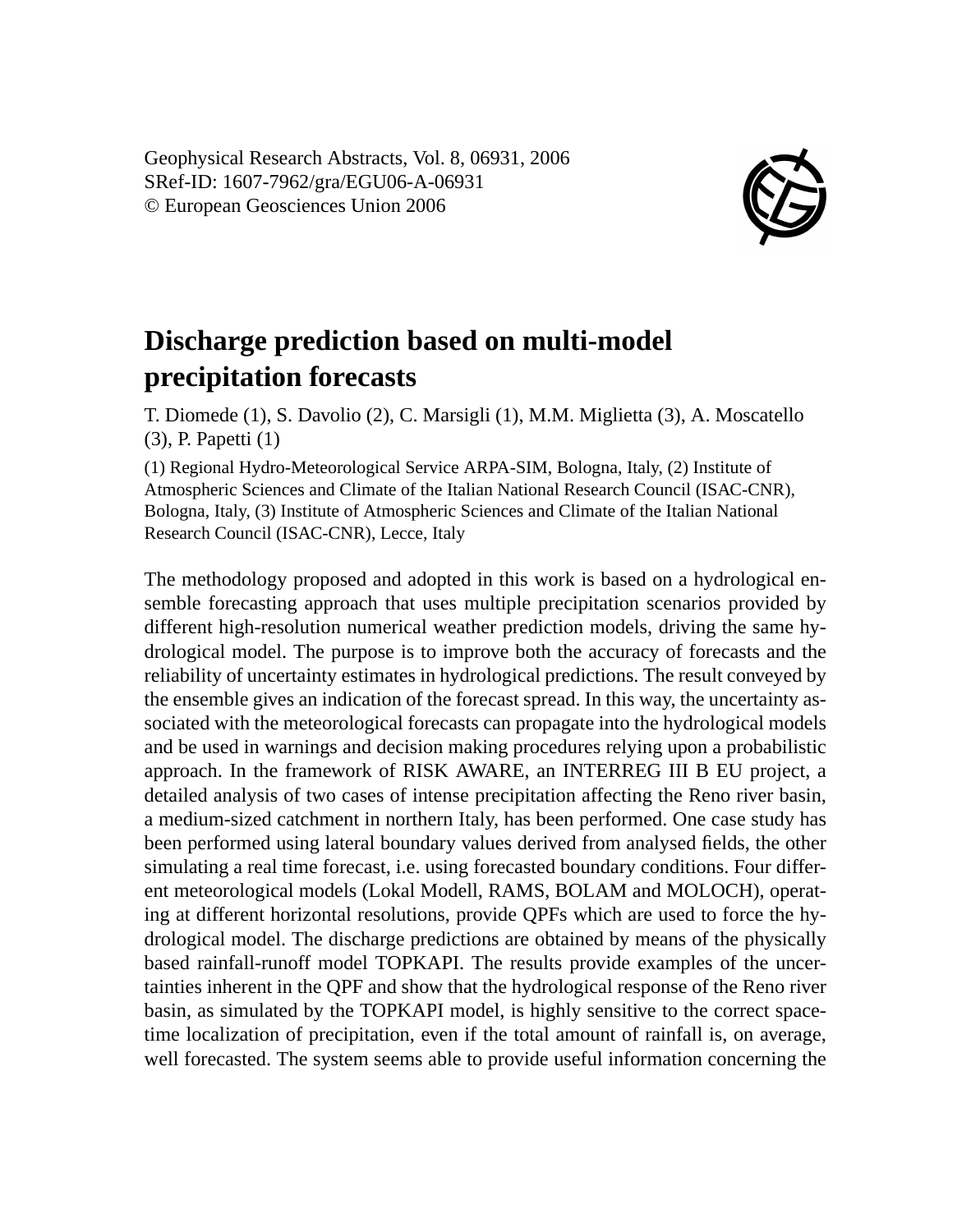Geophysical Research Abstracts, Vol. 8, 06931, 2006
SRef-ID: 1607-7962/gra/EGU06-A-06931
© European Geosciences Union 2006

# Discharge prediction based on multi-model precipitation forecasts

T. Diomede (1), S. Davolio (2), C. Marsigli (1), M.M. Miglietta (3), A. Moscatello (3), P. Papetti (1)

(1) Regional Hydro-Meteorological Service ARPA-SIM, Bologna, Italy, (2) Institute of Atmospheric Sciences and Climate of the Italian National Research Council (ISAC-CNR), Bologna, Italy, (3) Institute of Atmospheric Sciences and Climate of the Italian National Research Council (ISAC-CNR), Lecce, Italy

The methodology proposed and adopted in this work is based on a hydrological ensemble forecasting approach that uses multiple precipitation scenarios provided by different high-resolution numerical weather prediction models, driving the same hydrological model. The purpose is to improve both the accuracy of forecasts and the reliability of uncertainty estimates in hydrological predictions. The result conveyed by the ensemble gives an indication of the forecast spread. In this way, the uncertainty associated with the meteorological forecasts can propagate into the hydrological models and be used in warnings and decision making procedures relying upon a probabilistic approach. In the framework of RISK AWARE, an INTERREG III B EU project, a detailed analysis of two cases of intense precipitation affecting the Reno river basin, a medium-sized catchment in northern Italy, has been performed. One case study has been performed using lateral boundary values derived from analysed fields, the other simulating a real time forecast, i.e. using forecasted boundary conditions. Four different meteorological models (Lokal Modell, RAMS, BOLAM and MOLOCH), operating at different horizontal resolutions, provide QPFs which are used to force the hydrological model. The discharge predictions are obtained by means of the physically based rainfall-runoff model TOPKAPI. The results provide examples of the uncertainties inherent in the QPF and show that the hydrological response of the Reno river basin, as simulated by the TOPKAPI model, is highly sensitive to the correct space-time localization of precipitation, even if the total amount of rainfall is, on average, well forecasted. The system seems able to provide useful information concerning the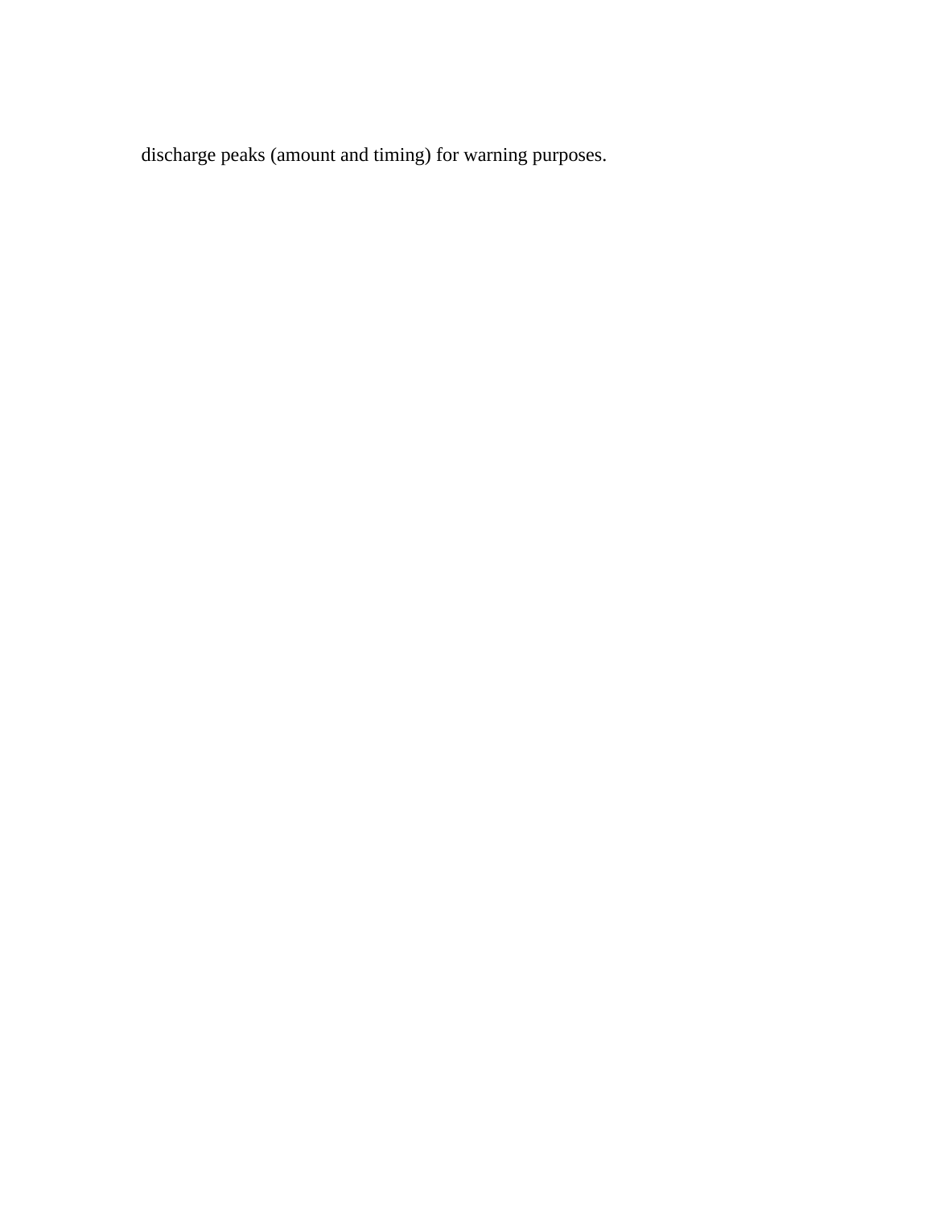discharge peaks (amount and timing) for warning purposes.